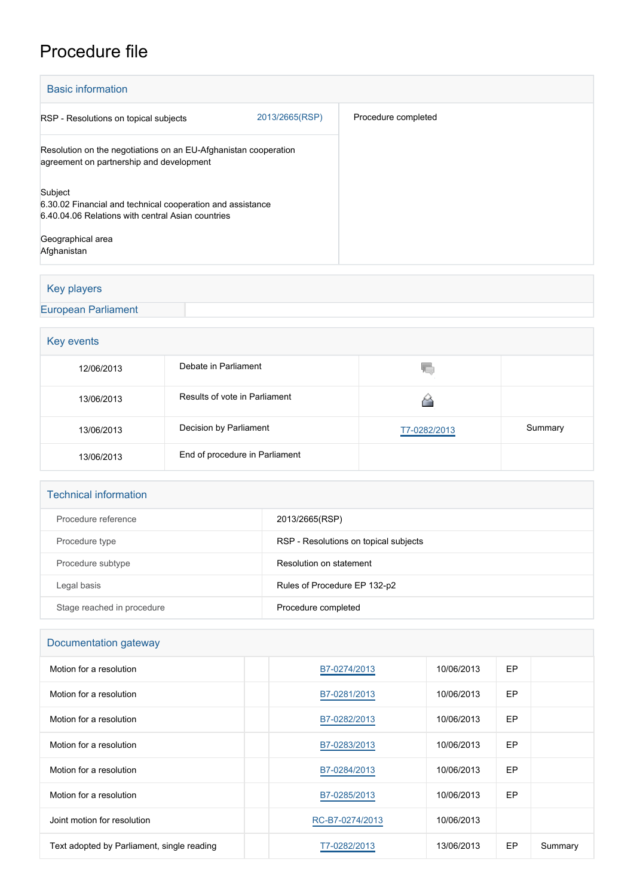# Procedure file

## Basic information

| | | |
|---|---|---|
| RSP - Resolutions on topical subjects | 2013/2665(RSP) | Procedure completed |

Resolution on the negotiations on an EU-Afghanistan cooperation agreement on partnership and development

Subject
6.30.02 Financial and technical cooperation and assistance
6.40.04.06 Relations with central Asian countries

Geographical area
Afghanistan

## Key players

European Parliament

## Key events

| | | | |
|---|---|---|---|
| 12/06/2013 | Debate in Parliament | | |
| 13/06/2013 | Results of vote in Parliament | | |
| 13/06/2013 | Decision by Parliament | T7-0282/2013 | Summary |
| 13/06/2013 | End of procedure in Parliament | | |

## Technical information

| | |
|---|---|
| Procedure reference | 2013/2665(RSP) |
| Procedure type | RSP - Resolutions on topical subjects |
| Procedure subtype | Resolution on statement |
| Legal basis | Rules of Procedure EP 132-p2 |
| Stage reached in procedure | Procedure completed |

## Documentation gateway

| | | | | | |
|---|---|---|---|---|---|
| Motion for a resolution | | B7-0274/2013 | 10/06/2013 | EP | |
| Motion for a resolution | | B7-0281/2013 | 10/06/2013 | EP | |
| Motion for a resolution | | B7-0282/2013 | 10/06/2013 | EP | |
| Motion for a resolution | | B7-0283/2013 | 10/06/2013 | EP | |
| Motion for a resolution | | B7-0284/2013 | 10/06/2013 | EP | |
| Motion for a resolution | | B7-0285/2013 | 10/06/2013 | EP | |
| Joint motion for resolution | | RC-B7-0274/2013 | 10/06/2013 | | |
| Text adopted by Parliament, single reading | | T7-0282/2013 | 13/06/2013 | EP | Summary |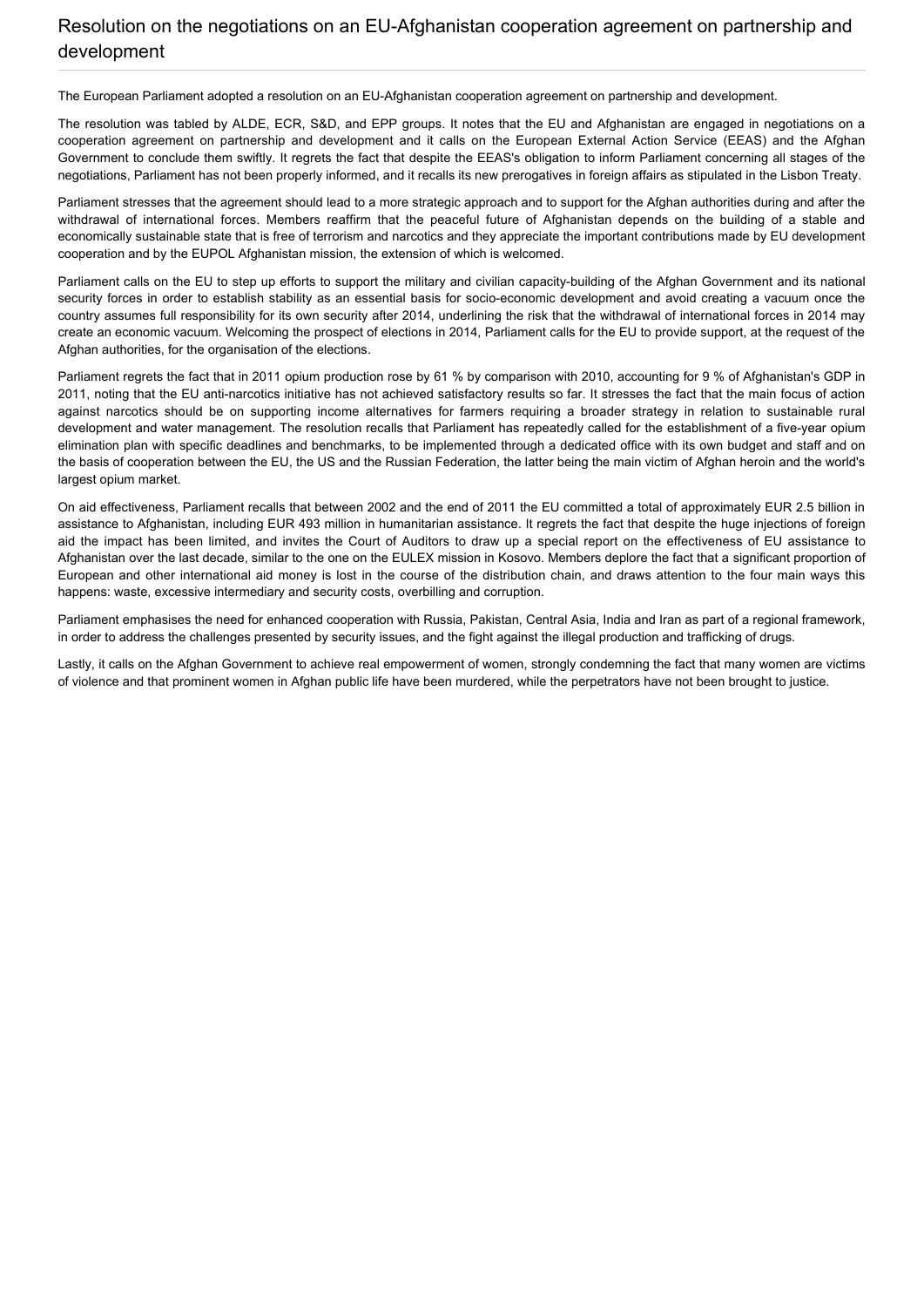## Resolution on the negotiations on an EU-Afghanistan cooperation agreement on partnership and development

The European Parliament adopted a resolution on an EU-Afghanistan cooperation agreement on partnership and development.

The resolution was tabled by ALDE, ECR, S&D, and EPP groups. It notes that the EU and Afghanistan are engaged in negotiations on a cooperation agreement on partnership and development and it calls on the European External Action Service (EEAS) and the Afghan Government to conclude them swiftly. It regrets the fact that despite the EEAS's obligation to inform Parliament concerning all stages of the negotiations, Parliament has not been properly informed, and it recalls its new prerogatives in foreign affairs as stipulated in the Lisbon Treaty.

Parliament stresses that the agreement should lead to a more strategic approach and to support for the Afghan authorities during and after the withdrawal of international forces. Members reaffirm that the peaceful future of Afghanistan depends on the building of a stable and economically sustainable state that is free of terrorism and narcotics and they appreciate the important contributions made by EU development cooperation and by the EUPOL Afghanistan mission, the extension of which is welcomed.

Parliament calls on the EU to step up efforts to support the military and civilian capacity-building of the Afghan Government and its national security forces in order to establish stability as an essential basis for socio-economic development and avoid creating a vacuum once the country assumes full responsibility for its own security after 2014, underlining the risk that the withdrawal of international forces in 2014 may create an economic vacuum. Welcoming the prospect of elections in 2014, Parliament calls for the EU to provide support, at the request of the Afghan authorities, for the organisation of the elections.

Parliament regrets the fact that in 2011 opium production rose by 61 % by comparison with 2010, accounting for 9 % of Afghanistan's GDP in 2011, noting that the EU anti-narcotics initiative has not achieved satisfactory results so far. It stresses the fact that the main focus of action against narcotics should be on supporting income alternatives for farmers requiring a broader strategy in relation to sustainable rural development and water management. The resolution recalls that Parliament has repeatedly called for the establishment of a five-year opium elimination plan with specific deadlines and benchmarks, to be implemented through a dedicated office with its own budget and staff and on the basis of cooperation between the EU, the US and the Russian Federation, the latter being the main victim of Afghan heroin and the world's largest opium market.

On aid effectiveness, Parliament recalls that between 2002 and the end of 2011 the EU committed a total of approximately EUR 2.5 billion in assistance to Afghanistan, including EUR 493 million in humanitarian assistance. It regrets the fact that despite the huge injections of foreign aid the impact has been limited, and invites the Court of Auditors to draw up a special report on the effectiveness of EU assistance to Afghanistan over the last decade, similar to the one on the EULEX mission in Kosovo. Members deplore the fact that a significant proportion of European and other international aid money is lost in the course of the distribution chain, and draws attention to the four main ways this happens: waste, excessive intermediary and security costs, overbilling and corruption.

Parliament emphasises the need for enhanced cooperation with Russia, Pakistan, Central Asia, India and Iran as part of a regional framework, in order to address the challenges presented by security issues, and the fight against the illegal production and trafficking of drugs.

Lastly, it calls on the Afghan Government to achieve real empowerment of women, strongly condemning the fact that many women are victims of violence and that prominent women in Afghan public life have been murdered, while the perpetrators have not been brought to justice.